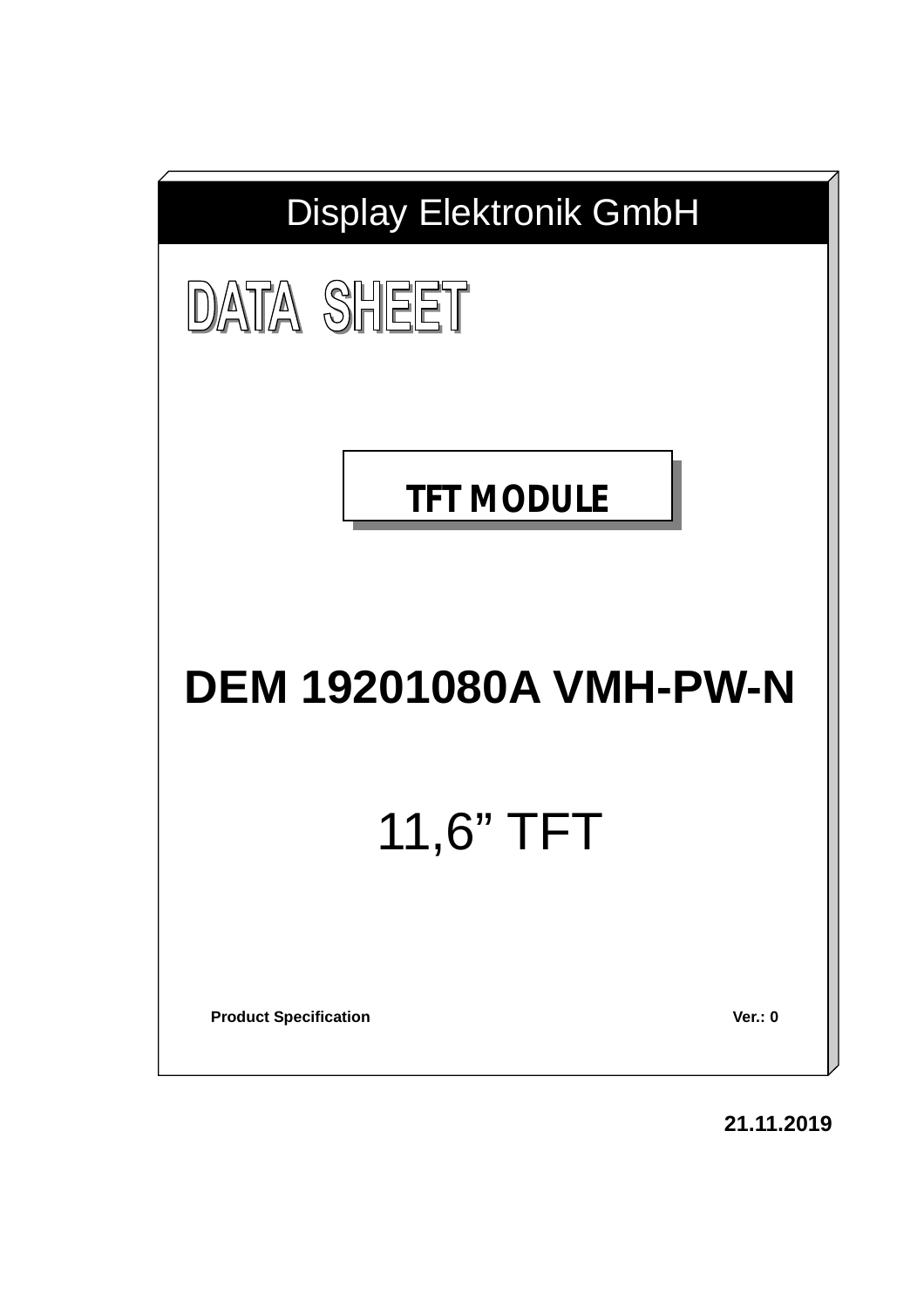# Display Elektronik GmbH

# DATA SHEET

**TFT MODULE**

# DEM 19201080A VMH-PW-N

## 11,6” TFT

**Product Specification** **Ver.: 0**

**21.11.2019**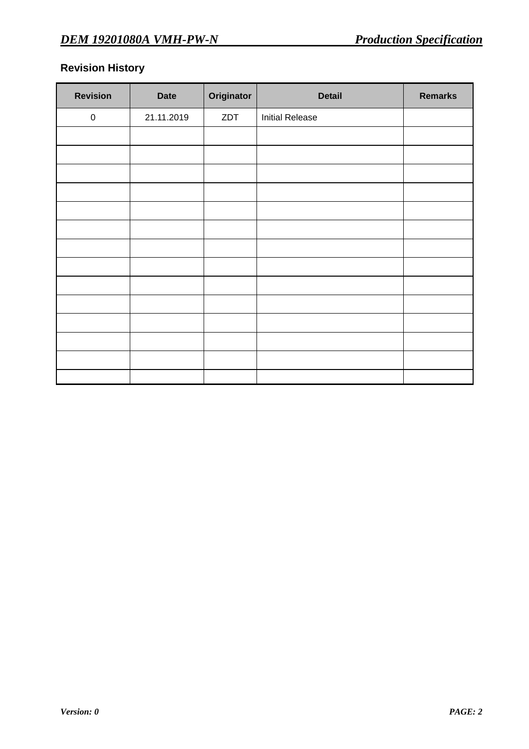## Revision History

| Revision | Date | Originator | Detail | Remarks |
|---|---|---|---|---|
| 0 | 21.11.2019 | ZDT | Initial Release | |
| | | | | |
| | | | | |
| | | | | |
| | | | | |
| | | | | |
| | | | | |
| | | | | |
| | | | | |
| | | | | |
| | | | | |
| | | | | |
| | | | | |
| | | | | |
| | | | | |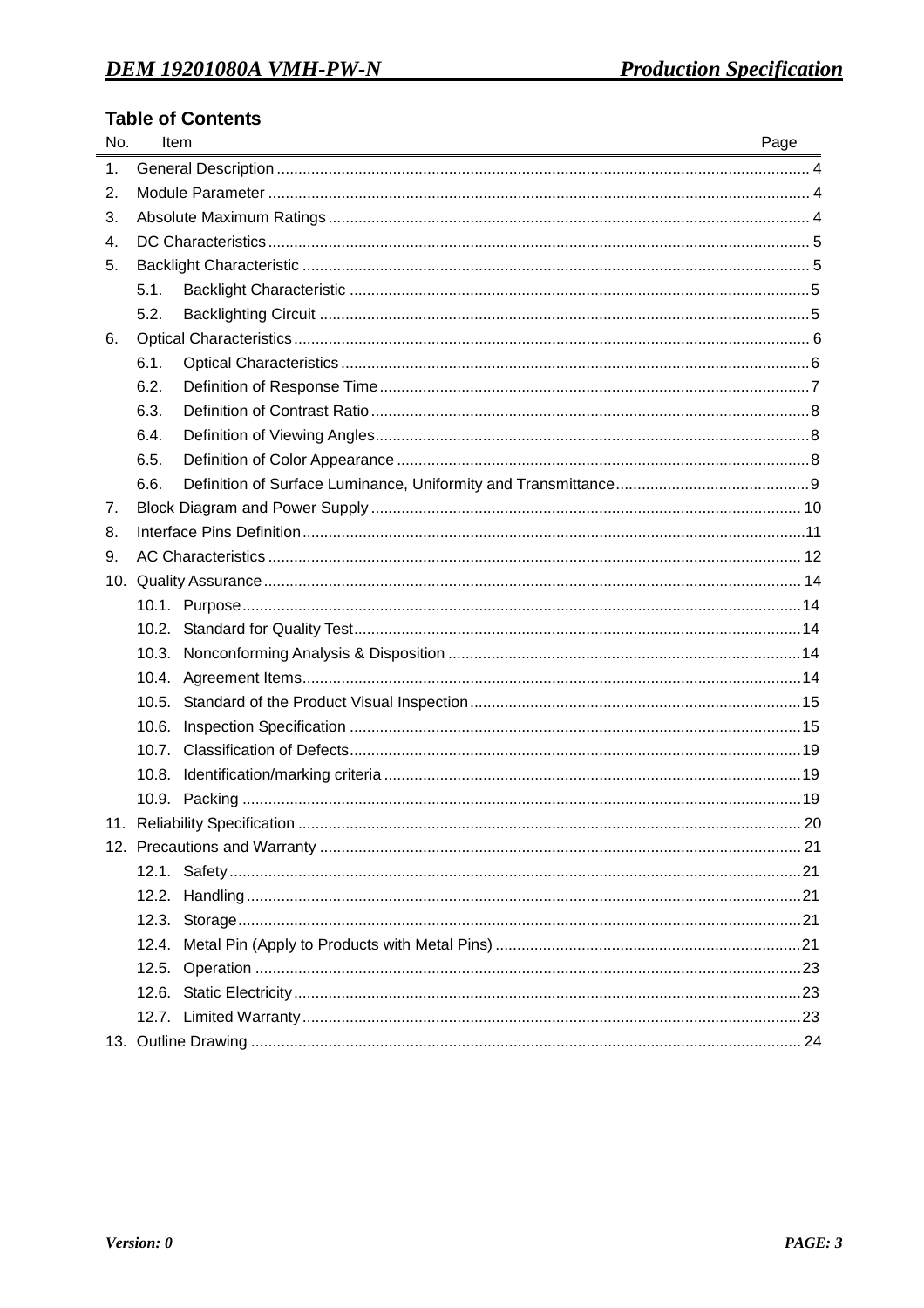## Table of Contents

| No. | Item | Page |
|---|---|---|
| 1. | General Description | 4 |
| 2. | Module Parameter | 4 |
| 3. | Absolute Maximum Ratings | 4 |
| 4. | DC Characteristics | 5 |
| 5. | Backlight Characteristic | 5 |
| | 5.1. Backlight Characteristic | 5 |
| | 5.2. Backlighting Circuit | 5 |
| 6. | Optical Characteristics | 6 |
| | 6.1. Optical Characteristics | 6 |
| | 6.2. Definition of Response Time | 7 |
| | 6.3. Definition of Contrast Ratio | 8 |
| | 6.4. Definition of Viewing Angles | 8 |
| | 6.5. Definition of Color Appearance | 8 |
| | 6.6. Definition of Surface Luminance, Uniformity and Transmittance | 9 |
| 7. | Block Diagram and Power Supply | 10 |
| 8. | Interface Pins Definition | 11 |
| 9. | AC Characteristics | 12 |
| 10. | Quality Assurance | 14 |
| | 10.1. Purpose | 14 |
| | 10.2. Standard for Quality Test | 14 |
| | 10.3. Nonconforming Analysis & Disposition | 14 |
| | 10.4. Agreement Items | 14 |
| | 10.5. Standard of the Product Visual Inspection | 15 |
| | 10.6. Inspection Specification | 15 |
| | 10.7. Classification of Defects | 19 |
| | 10.8. Identification/marking criteria | 19 |
| | 10.9. Packing | 19 |
| 11. | Reliability Specification | 20 |
| 12. | Precautions and Warranty | 21 |
| | 12.1. Safety | 21 |
| | 12.2. Handling | 21 |
| | 12.3. Storage | 21 |
| | 12.4. Metal Pin (Apply to Products with Metal Pins) | 21 |
| | 12.5. Operation | 23 |
| | 12.6. Static Electricity | 23 |
| | 12.7. Limited Warranty | 23 |
| 13. | Outline Drawing | 24 |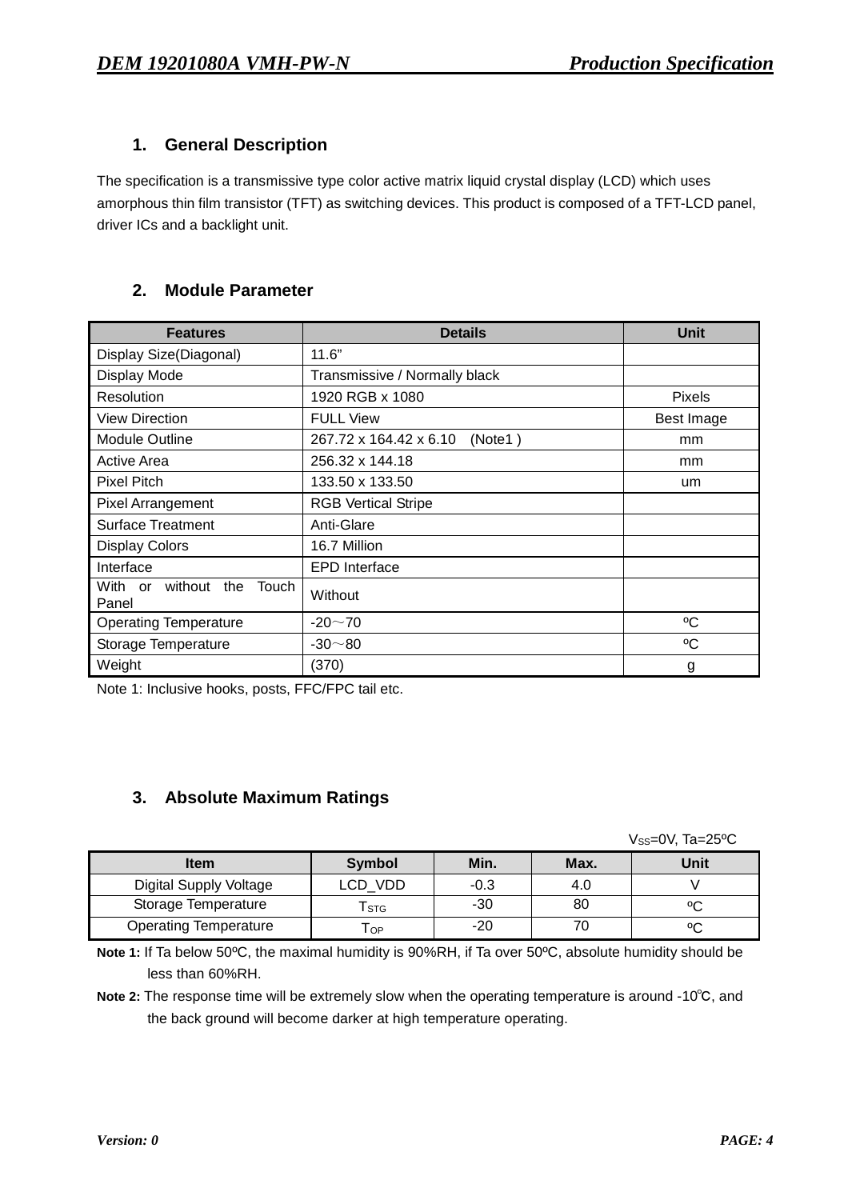## 1. General Description

The specification is a transmissive type color active matrix liquid crystal display (LCD) which uses amorphous thin film transistor (TFT) as switching devices. This product is composed of a TFT-LCD panel, driver ICs and a backlight unit.

## 2. Module Parameter

| Features | Details | Unit |
|---|---|---|
| Display Size(Diagonal) | 11.6" | |
| Display Mode | Transmissive / Normally black | |
| Resolution | 1920 RGB x 1080 | Pixels |
| View Direction | FULL View | Best Image |
| Module Outline | 267.72 x 164.42 x 6.10 (Note1 ) | mm |
| Active Area | 256.32 x 144.18 | mm |
| Pixel Pitch | 133.50 x 133.50 | um |
| Pixel Arrangement | RGB Vertical Stripe | |
| Surface Treatment | Anti-Glare | |
| Display Colors | 16.7 Million | |
| Interface | EPD Interface | |
| With or without the Touch Panel | Without | |
| Operating Temperature | -20～70 | ºC |
| Storage Temperature | -30～80 | ºC |
| Weight | (370) | g |

Note 1: Inclusive hooks, posts, FFC/FPC tail etc.

## 3. Absolute Maximum Ratings

$V_{SS}$=0V, Ta=25ºC

| Item | Symbol | Min. | Max. | Unit |
|---|---|---|---|---|
| Digital Supply Voltage | LCD_VDD | -0.3 | 4.0 | V |
| Storage Temperature | $T_{STG}$ | -30 | 80 | ºC |
| Operating Temperature | $T_{OP}$ | -20 | 70 | ºC |

**Note 1:** If Ta below 50ºC, the maximal humidity is 90%RH, if Ta over 50ºC, absolute humidity should be less than 60%RH.

**Note 2:** The response time will be extremely slow when the operating temperature is around -10℃, and the back ground will become darker at high temperature operating.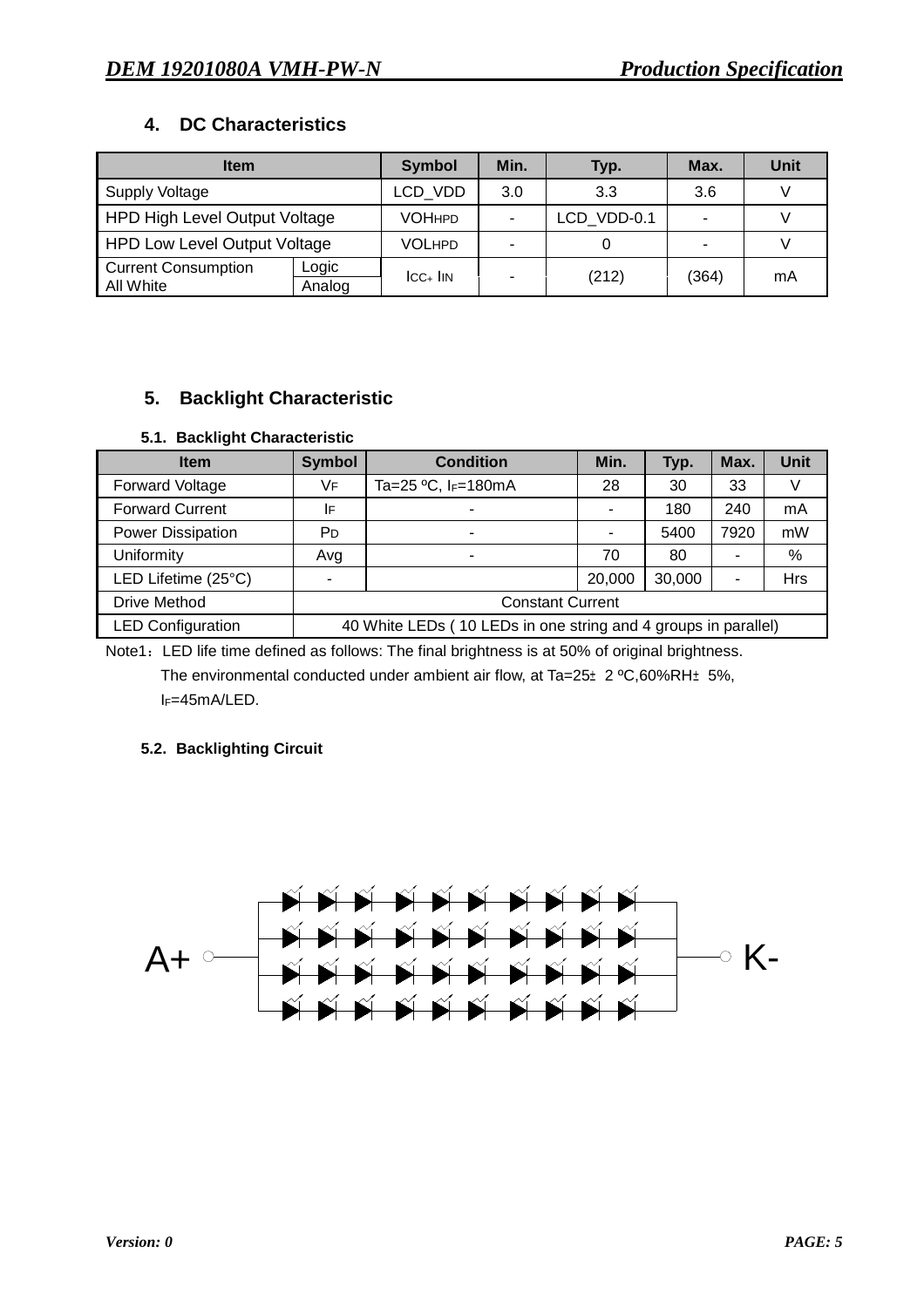## 4. DC Characteristics

| Item | | Symbol | Min. | Typ. | Max. | Unit |
|---|---|---|---|---|---|---|
| Supply Voltage | | LCD_VDD | 3.0 | 3.3 | 3.6 | V |
| HPD High Level Output Voltage | | $VOH_{HPD}$ | - | LCD_VDD-0.1 | - | V |
| HPD Low Level Output Voltage | | $VOL_{HPD}$ | - | 0 | - | V |
| Current Consumption All White | Logic / Analog | $I_{CC}$+ $I_{IN}$ | - | (212) | (364) | mA |

## 5. Backlight Characteristic

### 5.1. Backlight Characteristic

| Item | Symbol | Condition | Min. | Typ. | Max. | Unit |
|---|---|---|---|---|---|---|
| Forward Voltage | $V_F$ | Ta=25 ºC, $I_F$=180mA | 28 | 30 | 33 | V |
| Forward Current | $I_F$ | - | - | 180 | 240 | mA |
| Power Dissipation | $P_D$ | - | - | 5400 | 7920 | mW |
| Uniformity | Avg | - | 70 | 80 | - | % |
| LED Lifetime (25°C) | - | | 20,000 | 30,000 | - | Hrs |
| Drive Method | Constant Current | | | | | |
| LED Configuration | 40 White LEDs ( 10 LEDs in one string and 4 groups in parallel) | | | | | |

Note1：LED life time defined as follows: The final brightness is at 50% of original brightness.
The environmental conducted under ambient air flow, at Ta=25± 2 ºC,60%RH± 5%,
$I_F$=45mA/LED.

### 5.2. Backlighting Circuit

A+ K-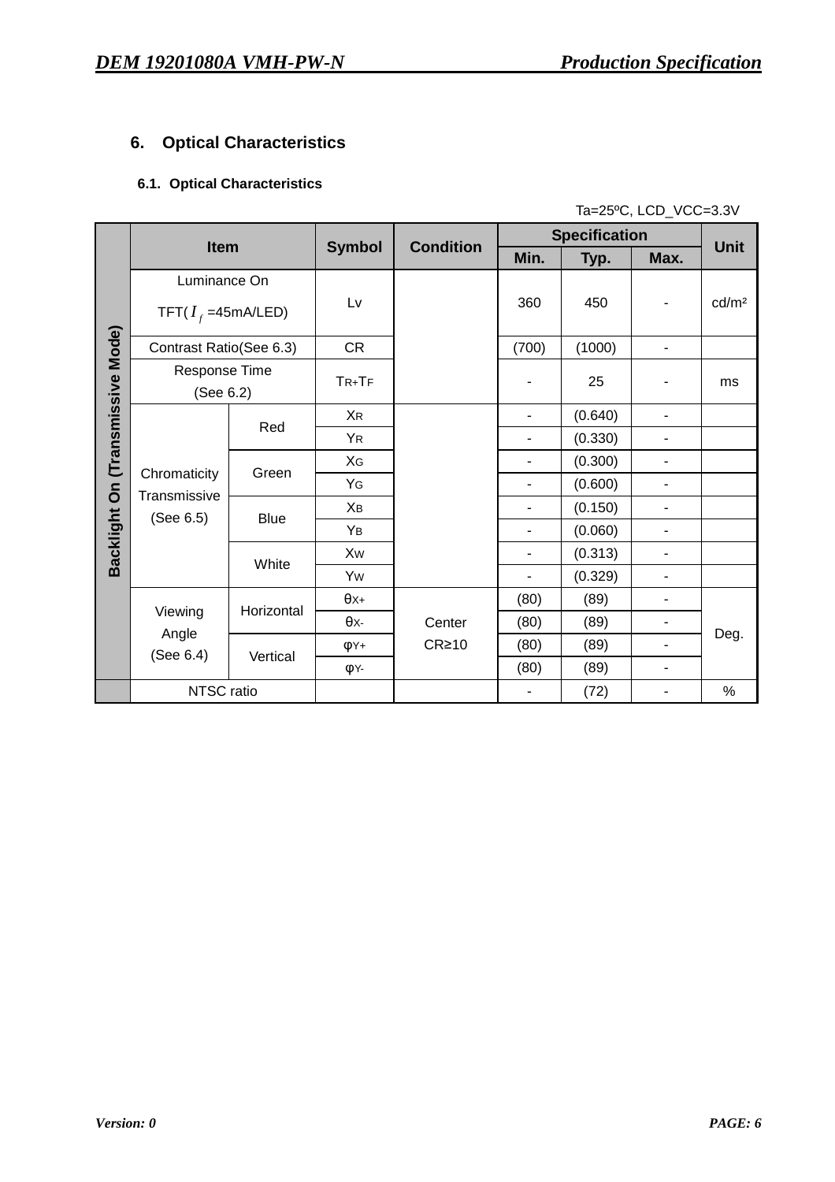# 6. Optical Characteristics

## 6.1. Optical Characteristics

Ta=25ºC, LCD_VCC=3.3V

| | Item | | Symbol | Condition | Specification | | | Unit |
|---|---|---|---|---|---|---|---|---|
| | | | | | Min. | Typ. | Max. | |
| Backlight On (Transmissive Mode) | Luminance On TFT( $I_f$ =45mA/LED) | | Lv | | 360 | 450 | - | cd/m² |
| | Contrast Ratio(See 6.3) | | CR | | (700) | (1000) | - | |
| | Response Time (See 6.2) | | $T_R+T_F$ | | - | 25 | - | ms |
| | Chromaticity Transmissive (See 6.5) | Red | $X_R$ | | - | (0.640) | - | |
| | | | $Y_R$ | | - | (0.330) | - | |
| | | Green | $X_G$ | | - | (0.300) | - | |
| | | | $Y_G$ | | - | (0.600) | - | |
| | | Blue | $X_B$ | | - | (0.150) | - | |
| | | | $Y_B$ | | - | (0.060) | - | |
| | | White | $X_W$ | | - | (0.313) | - | |
| | | | $Y_W$ | | - | (0.329) | - | |
| | Viewing Angle (See 6.4) | Horizontal | $\theta_{X+}$ | Center CR≥10 | (80) | (89) | - | Deg. |
| | | | $\theta_{X-}$ | | (80) | (89) | - | |
| | | Vertical | $\varphi_{Y+}$ | | (80) | (89) | - | |
| | | | $\varphi_{Y-}$ | | (80) | (89) | - | |
| | NTSC ratio | | | | - | (72) | - | % |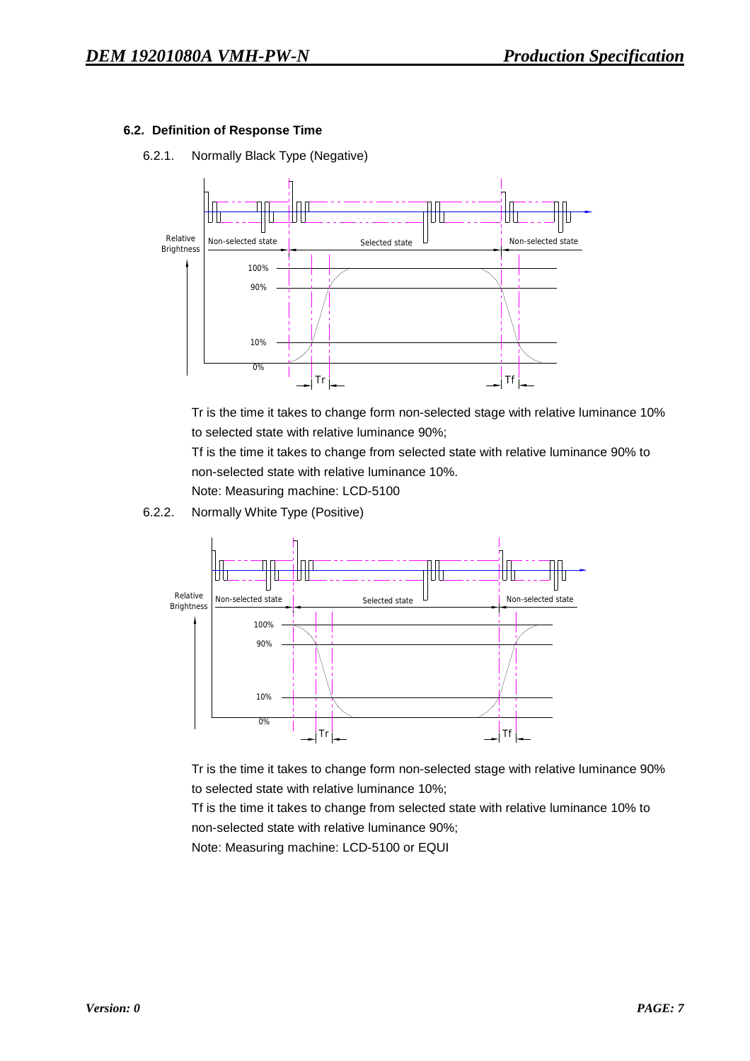### 6.2. Definition of Response Time

6.2.1. Normally Black Type (Negative)

Tr is the time it takes to change form non-selected stage with relative luminance 10% to selected state with relative luminance 90%;

Tf is the time it takes to change from selected state with relative luminance 90% to non-selected state with relative luminance 10%.

Note: Measuring machine: LCD-5100

6.2.2. Normally White Type (Positive)

Tr is the time it takes to change form non-selected stage with relative luminance 90% to selected state with relative luminance 10%;

Tf is the time it takes to change from selected state with relative luminance 10% to non-selected state with relative luminance 90%;

Note: Measuring machine: LCD-5100 or EQUI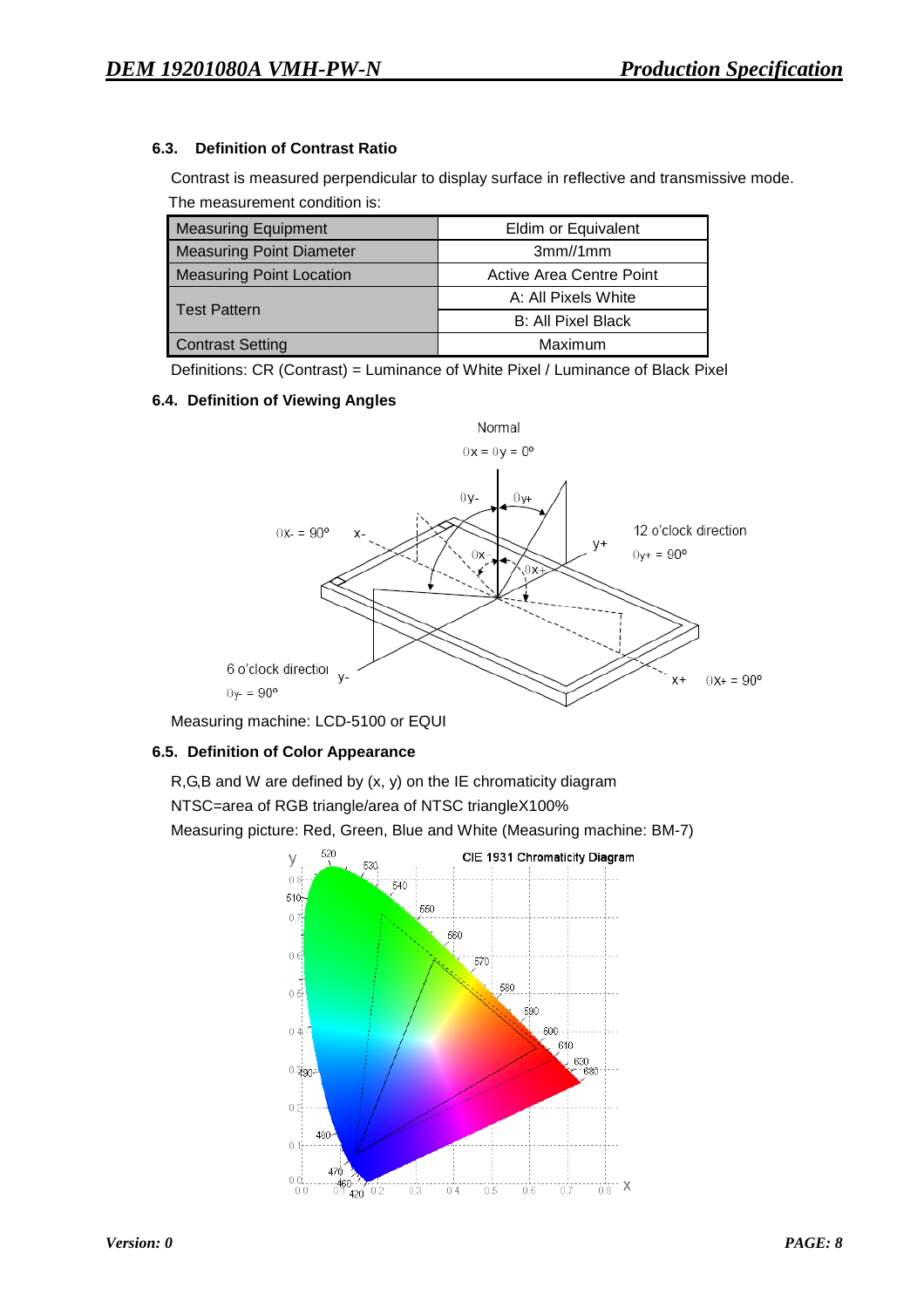### 6.3. Definition of Contrast Ratio

Contrast is measured perpendicular to display surface in reflective and transmissive mode.

The measurement condition is:

| Measuring Equipment | Eldim or Equivalent |
|---|---|
| Measuring Point Diameter | 3mm//1mm |
| Measuring Point Location | Active Area Centre Point |
| Test Pattern | A: All Pixels White |
| | B: All Pixel Black |
| Contrast Setting | Maximum |

Definitions: CR (Contrast) = Luminance of White Pixel / Luminance of Black Pixel

### 6.4. Definition of Viewing Angles

Measuring machine: LCD-5100 or EQUI

### 6.5. Definition of Color Appearance

R,G,B and W are defined by (x, y) on the IE chromaticity diagram

NTSC=area of RGB triangle/area of NTSC triangleX100%

Measuring picture: Red, Green, Blue and White (Measuring machine: BM-7)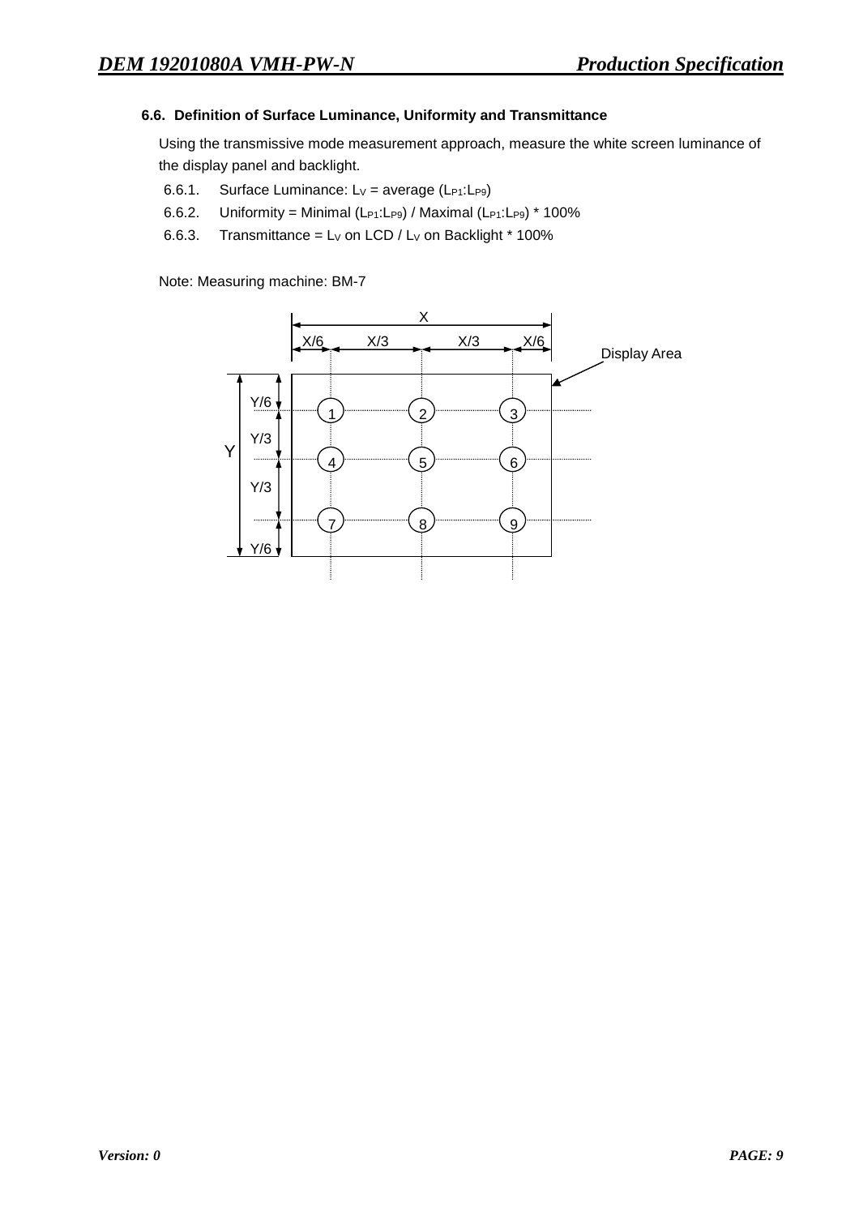### 6.6. Definition of Surface Luminance, Uniformity and Transmittance

Using the transmissive mode measurement approach, measure the white screen luminance of the display panel and backlight.

6.6.1. Surface Luminance: $L_V$ = average ($L_{P1}$:$L_{P9}$)

6.6.2. Uniformity = Minimal ($L_{P1}$:$L_{P9}$) / Maximal ($L_{P1}$:$L_{P9}$) * 100%

6.6.3. Transmittance = $L_V$ on LCD / $L_V$ on Backlight * 100%

Note: Measuring machine: BM-7

X

X/6 X/3 X/3 X/6

Display Area

Y

Y/6 Y/3 Y/3 Y/6

1 2 3

4 5 6

7 8 9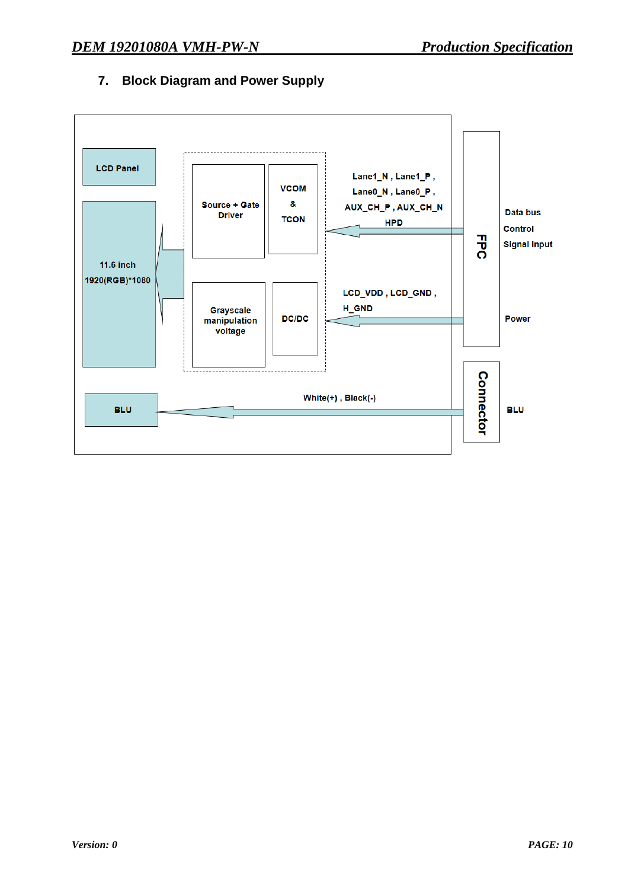## 7. Block Diagram and Power Supply

LCD Panel

11.6 inch
1920(RGB)*1080

Source + Gate Driver

VCOM & TCON

Grayscale manipulation voltage

DC/DC

Lane1_N , Lane1_P ,
Lane0_N , Lane0_P ,
AUX_CH_P , AUX_CH_N
HPD

LCD_VDD , LCD_GND ,
H_GND

FPC

Data bus
Control
Signal input

Power

BLU

White(+) , Black(-)

Connector

BLU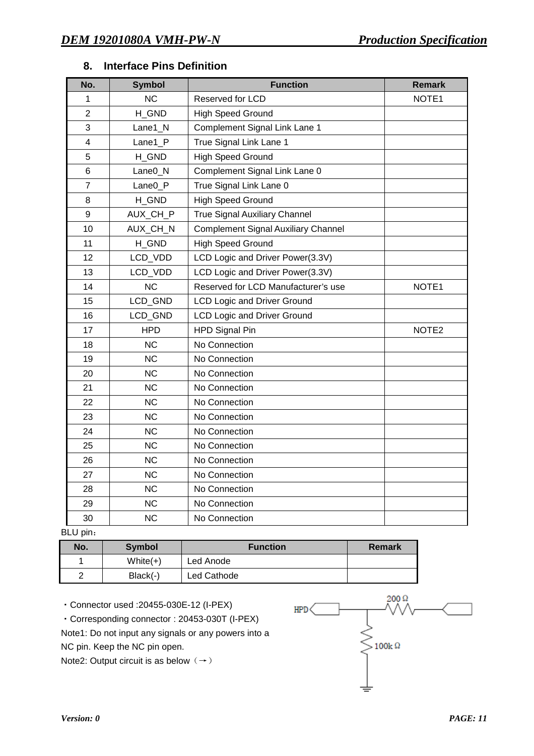## 8. Interface Pins Definition

| No. | Symbol | Function | Remark |
|---|---|---|---|
| 1 | NC | Reserved for LCD | NOTE1 |
| 2 | H_GND | High Speed Ground | |
| 3 | Lane1_N | Complement Signal Link Lane 1 | |
| 4 | Lane1_P | True Signal Link Lane 1 | |
| 5 | H_GND | High Speed Ground | |
| 6 | Lane0_N | Complement Signal Link Lane 0 | |
| 7 | Lane0_P | True Signal Link Lane 0 | |
| 8 | H_GND | High Speed Ground | |
| 9 | AUX_CH_P | True Signal Auxiliary Channel | |
| 10 | AUX_CH_N | Complement Signal Auxiliary Channel | |
| 11 | H_GND | High Speed Ground | |
| 12 | LCD_VDD | LCD Logic and Driver Power(3.3V) | |
| 13 | LCD_VDD | LCD Logic and Driver Power(3.3V) | |
| 14 | NC | Reserved for LCD Manufacturer's use | NOTE1 |
| 15 | LCD_GND | LCD Logic and Driver Ground | |
| 16 | LCD_GND | LCD Logic and Driver Ground | |
| 17 | HPD | HPD Signal Pin | NOTE2 |
| 18 | NC | No Connection | |
| 19 | NC | No Connection | |
| 20 | NC | No Connection | |
| 21 | NC | No Connection | |
| 22 | NC | No Connection | |
| 23 | NC | No Connection | |
| 24 | NC | No Connection | |
| 25 | NC | No Connection | |
| 26 | NC | No Connection | |
| 27 | NC | No Connection | |
| 28 | NC | No Connection | |
| 29 | NC | No Connection | |
| 30 | NC | No Connection | |

BLU pin：

| No. | Symbol | Function | Remark |
|---|---|---|---|
| 1 | White(+) | Led Anode | |
| 2 | Black(-) | Led Cathode | |

・Connector used :20455-030E-12 (I-PEX)

・Corresponding connector : 20453-030T (I-PEX)

Note1: Do not input any signals or any powers into a NC pin. Keep the NC pin open.

Note2: Output circuit is as below（→）

HPD — 200 Ω — ; 100k Ω to ground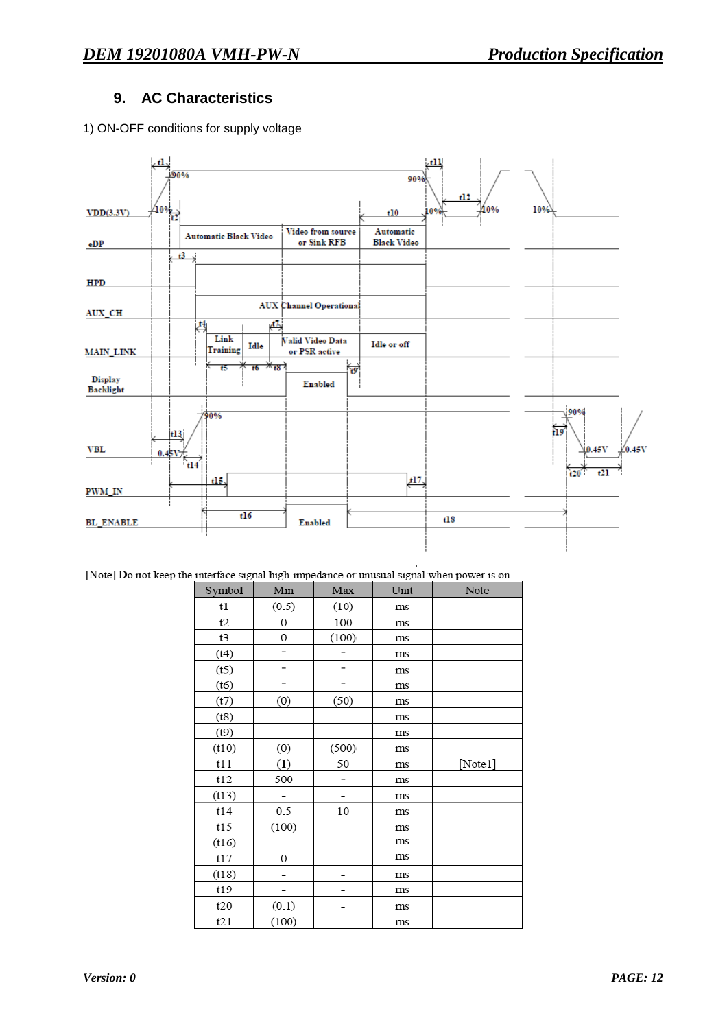## 9. AC Characteristics

1) ON-OFF conditions for supply voltage

[Note] Do not keep the interface signal high-impedance or unusual signal when power is on.

| Symbol | Min | Max | Unit | Note |
|---|---|---|---|---|
| t1 | (0.5) | (10) | ms | |
| t2 | 0 | 100 | ms | |
| t3 | 0 | (100) | ms | |
| (t4) | - | - | ms | |
| (t5) | - | - | ms | |
| (t6) | - | - | ms | |
| (t7) | (0) | (50) | ms | |
| (t8) | | | ms | |
| (t9) | | | ms | |
| (t10) | (0) | (500) | ms | |
| t11 | (1) | 50 | ms | [Note1] |
| t12 | 500 | - | ms | |
| (t13) | - | - | ms | |
| t14 | 0.5 | 10 | ms | |
| t15 | (100) | | ms | |
| (t16) | - | - | ms | |
| t17 | 0 | - | ms | |
| (t18) | - | - | ms | |
| t19 | - | - | ms | |
| t20 | (0.1) | - | ms | |
| t21 | (100) | | ms | |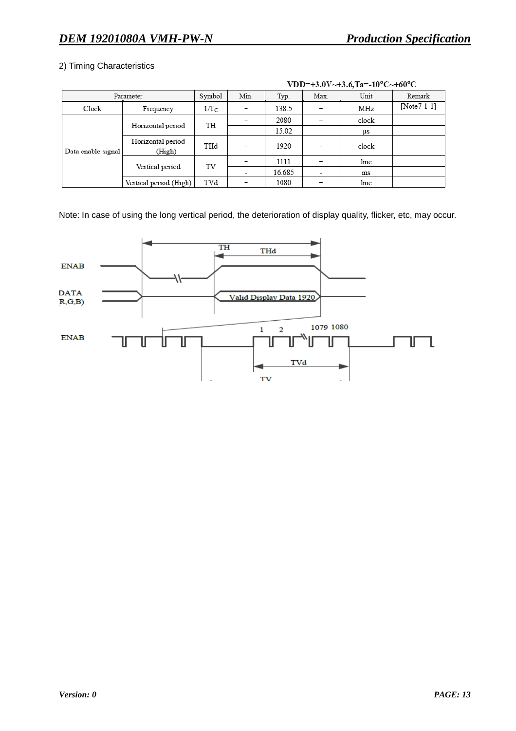2) Timing Characteristics

VDD=+3.0V~+3.6,Ta=-10°C~+60°C

| Parameter | | Symbol | Min. | Typ. | Max. | Unit | Remark |
|---|---|---|---|---|---|---|---|
| Clock | Frequency | $1/T_C$ | − | 138.5 | − | MHz | [Note7-1-1] |
| Data enable signal | Horizontal period | TH | − | 2080 | − | clock | |
| | | | | 15.02 | | μs | |
| | Horizontal period (High) | THd | - | 1920 | - | clock | |
| | Vertical period | TV | − | 1111 | − | line | |
| | | | - | 16.685 | - | ms | |
| | Vertical period (High) | TVd | − | 1080 | − | line | |

Note: In case of using the long vertical period, the deterioration of display quality, flicker, etc, may occur.

ENAB

DATA (R,G,B)

TH

THd

Valid Display Data 1920

ENAB

1 2 1079 1080

TVd

TV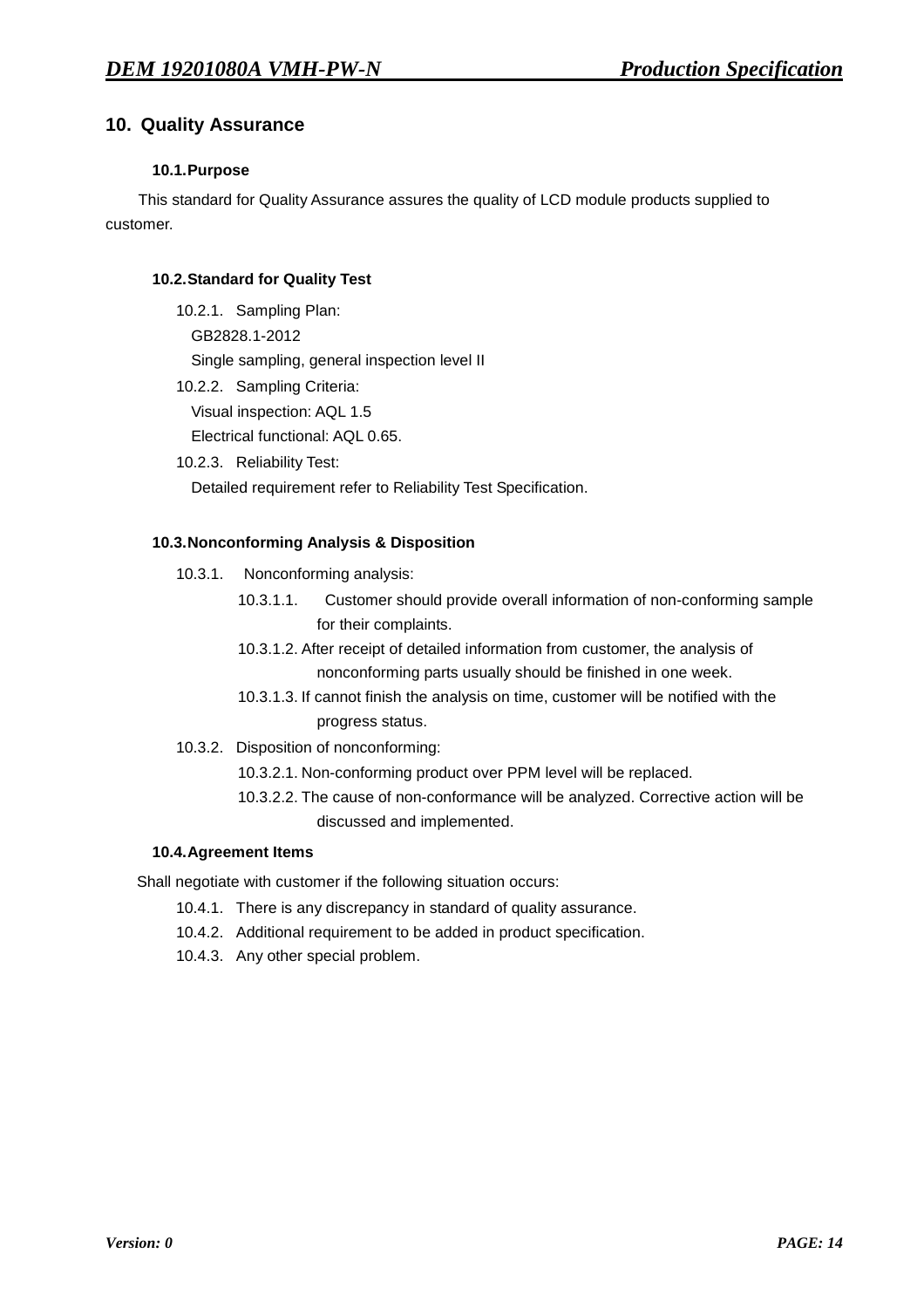## 10. Quality Assurance

### 10.1. Purpose

This standard for Quality Assurance assures the quality of LCD module products supplied to customer.

### 10.2. Standard for Quality Test

10.2.1. Sampling Plan:

GB2828.1-2012

Single sampling, general inspection level II

10.2.2. Sampling Criteria:

Visual inspection: AQL 1.5

Electrical functional: AQL 0.65.

10.2.3. Reliability Test:

Detailed requirement refer to Reliability Test Specification.

### 10.3. Nonconforming Analysis & Disposition

10.3.1. Nonconforming analysis:

10.3.1.1. Customer should provide overall information of non-conforming sample for their complaints.

10.3.1.2. After receipt of detailed information from customer, the analysis of nonconforming parts usually should be finished in one week.

10.3.1.3. If cannot finish the analysis on time, customer will be notified with the progress status.

10.3.2. Disposition of nonconforming:

10.3.2.1. Non-conforming product over PPM level will be replaced.

10.3.2.2. The cause of non-conformance will be analyzed. Corrective action will be discussed and implemented.

### 10.4. Agreement Items

Shall negotiate with customer if the following situation occurs:

10.4.1. There is any discrepancy in standard of quality assurance.

10.4.2. Additional requirement to be added in product specification.

10.4.3. Any other special problem.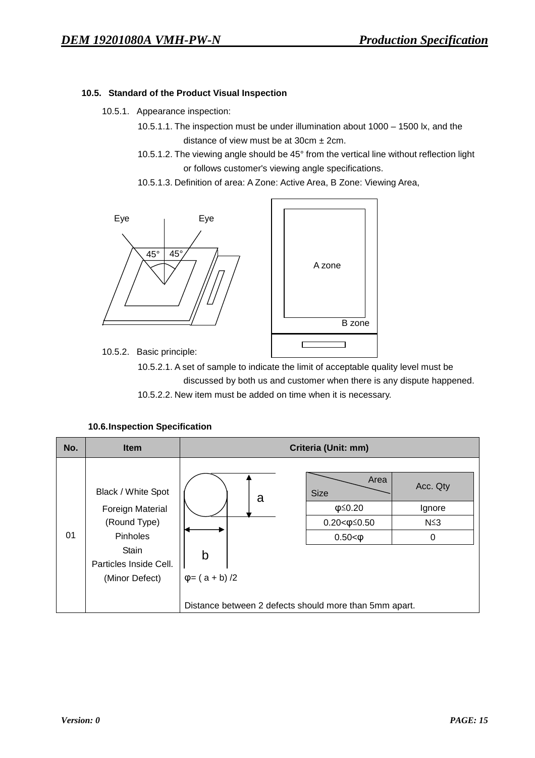### 10.5. Standard of the Product Visual Inspection

10.5.1. Appearance inspection:

10.5.1.1. The inspection must be under illumination about 1000 – 1500 lx, and the distance of view must be at 30cm ± 2cm.

10.5.1.2. The viewing angle should be 45° from the vertical line without reflection light or follows customer's viewing angle specifications.

10.5.1.3. Definition of area: A Zone: Active Area, B Zone: Viewing Area,

10.5.2. Basic principle:

10.5.2.1. A set of sample to indicate the limit of acceptable quality level must be discussed by both us and customer when there is any dispute happened.

10.5.2.2. New item must be added on time when it is necessary.

### 10.6. Inspection Specification

| No. | Item | Criteria (Unit: mm) |
|---|---|---|
| 01 | Black / White Spot<br>Foreign Material (Round Type)<br>Pinholes<br>Stain<br>Particles Inside Cell.<br>(Minor Defect) | φ= ( a + b) /2<br><br>Size: φ≤0.20 → Acc. Qty: Ignore<br>Size: 0.20<φ≤0.50 → Acc. Qty: N≤3<br>Size: 0.50<φ → Acc. Qty: 0<br><br>Distance between 2 defects should more than 5mm apart. |

| Size \ Area | Acc. Qty |
|---|---|
| φ≤0.20 | Ignore |
| 0.20<φ≤0.50 | N≤3 |
| 0.50<φ | 0 |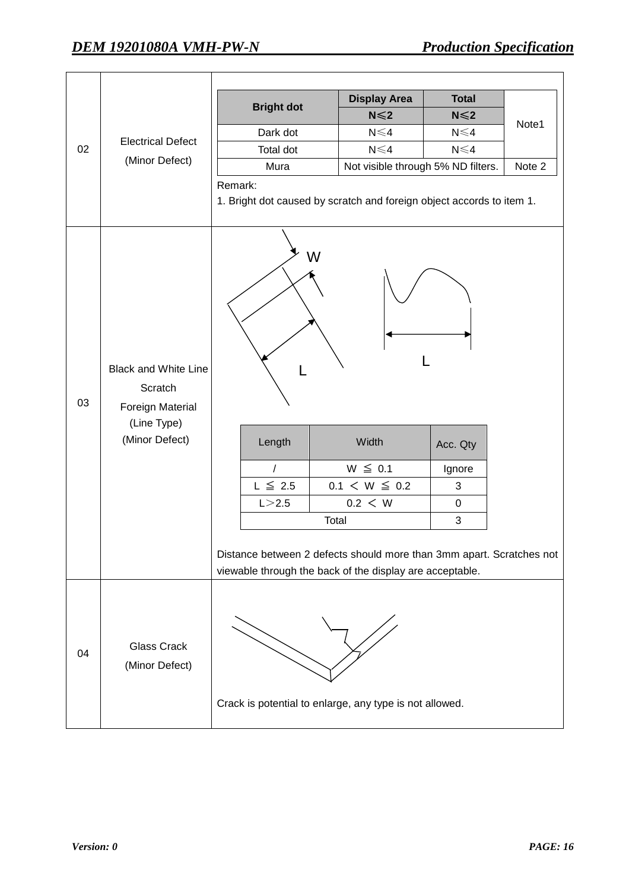| No. | Item | Criteria |
|---|---|---|
| 02 | Electrical Defect (Minor Defect) | See table below |
| 03 | Black and White Line Scratch Foreign Material (Line Type) (Minor Defect) | See table below |
| 04 | Glass Crack (Minor Defect) | Crack is potential to enlarge, any type is not allowed. |

**02 Electrical Defect (Minor Defect)**

| | Display Area | Total | |
|---|---|---|---|
| Bright dot | N≤2 | N≤2 | Note1 |
| Dark dot | N≤4 | N≤4 | |
| Total dot | N≤4 | N≤4 | |
| Mura | Not visible through 5% ND filters. | | Note 2 |

Remark:
1. Bright dot caused by scratch and foreign object accords to item 1.

**03 Black and White Line Scratch, Foreign Material (Line Type) (Minor Defect)**

W

L

L

| Length | Width | Acc. Qty |
|---|---|---|
| / | W ≦ 0.1 | Ignore |
| L ≦ 2.5 | 0.1 ＜ W ≦ 0.2 | 3 |
| L＞2.5 | 0.2 ＜ W | 0 |
| Total | | 3 |

Distance between 2 defects should more than 3mm apart. Scratches not viewable through the back of the display are acceptable.

**04 Glass Crack (Minor Defect)**

Crack is potential to enlarge, any type is not allowed.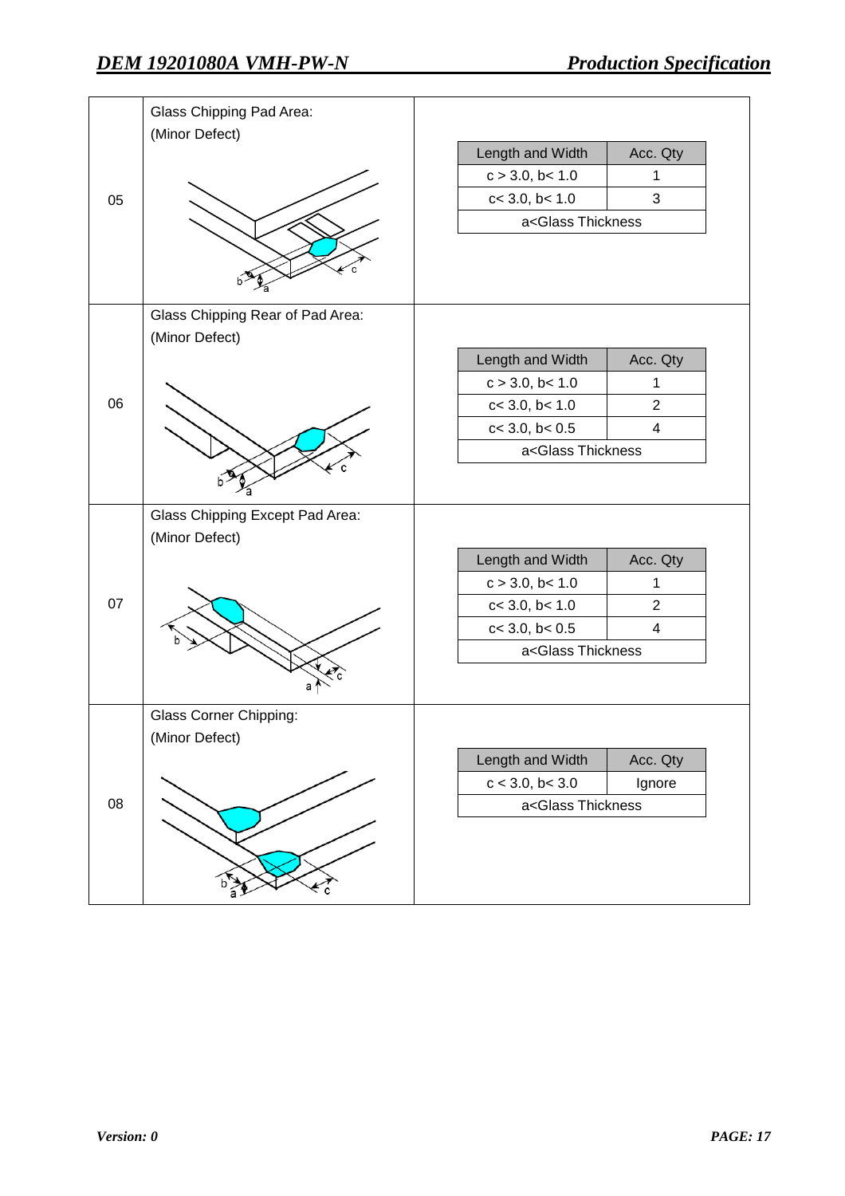| No. | Item | Criteria | |
|---|---|---|---|
| 05 | Glass Chipping Pad Area: (Minor Defect) | **Length and Width** | **Acc. Qty** |
| | | c > 3.0, b< 1.0 | 1 |
| | | c< 3.0, b< 1.0 | 3 |
| | | a<Glass Thickness | |
| 06 | Glass Chipping Rear of Pad Area: (Minor Defect) | **Length and Width** | **Acc. Qty** |
| | | c > 3.0, b< 1.0 | 1 |
| | | c< 3.0, b< 1.0 | 2 |
| | | c< 3.0, b< 0.5 | 4 |
| | | a<Glass Thickness | |
| 07 | Glass Chipping Except Pad Area: (Minor Defect) | **Length and Width** | **Acc. Qty** |
| | | c > 3.0, b< 1.0 | 1 |
| | | c< 3.0, b< 1.0 | 2 |
| | | c< 3.0, b< 0.5 | 4 |
| | | a<Glass Thickness | |
| 08 | Glass Corner Chipping: (Minor Defect) | **Length and Width** | **Acc. Qty** |
| | | c < 3.0, b< 3.0 | Ignore |
| | | a<Glass Thickness | |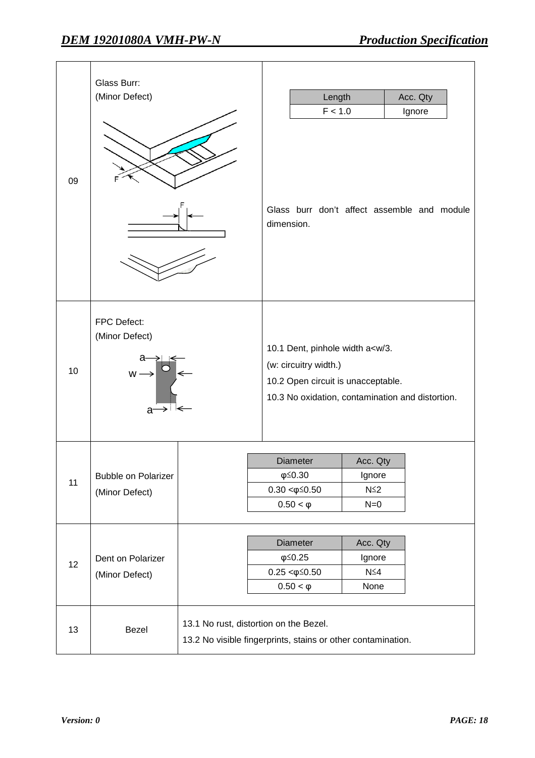| No. | Item | Criteria |
| --- | --- | --- |
| 09 | Glass Burr: (Minor Defect) | Length: F < 1.0 — Acc. Qty: Ignore. Glass burr don't affect assemble and module dimension. |
| 10 | FPC Defect: (Minor Defect) | 10.1 Dent, pinhole width a<w/3. (w: circuitry width.) 10.2 Open circuit is unacceptable. 10.3 No oxidation, contamination and distortion. |
| 11 | Bubble on Polarizer (Minor Defect) | See table below |
| 12 | Dent on Polarizer (Minor Defect) | See table below |
| 13 | Bezel | 13.1 No rust, distortion on the Bezel. 13.2 No visible fingerprints, stains or other contamination. |

**09 Glass Burr:**

| Length | Acc. Qty |
| --- | --- |
| F < 1.0 | Ignore |

**11 Bubble on Polarizer:**

| Diameter | Acc. Qty |
| --- | --- |
| φ≦0.30 | Ignore |
| 0.30 <φ≦0.50 | N≦2 |
| 0.50 < φ | N=0 |

**12 Dent on Polarizer:**

| Diameter | Acc. Qty |
| --- | --- |
| φ≦0.25 | Ignore |
| 0.25 <φ≦0.50 | N≦4 |
| 0.50 < φ | None |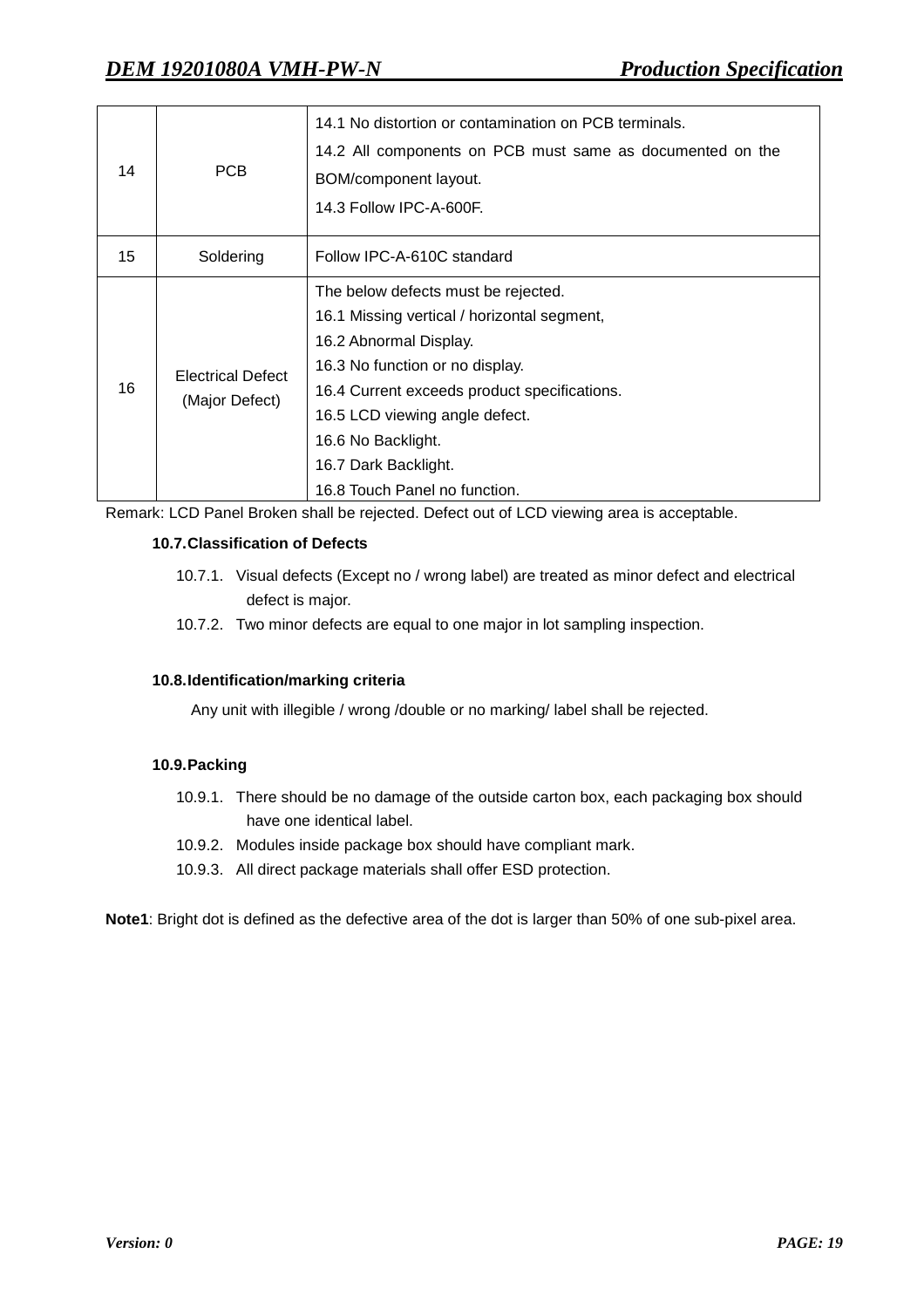| 14 | PCB | 14.1 No distortion or contamination on PCB terminals.<br>14.2 All components on PCB must same as documented on the BOM/component layout.<br>14.3 Follow IPC-A-600F. |
|---|---|---|
| 15 | Soldering | Follow IPC-A-610C standard |
| 16 | Electrical Defect (Major Defect) | The below defects must be rejected.<br>16.1 Missing vertical / horizontal segment,<br>16.2 Abnormal Display.<br>16.3 No function or no display.<br>16.4 Current exceeds product specifications.<br>16.5 LCD viewing angle defect.<br>16.6 No Backlight.<br>16.7 Dark Backlight.<br>16.8 Touch Panel no function. |

Remark: LCD Panel Broken shall be rejected. Defect out of LCD viewing area is acceptable.

**10.7. Classification of Defects**

10.7.1. Visual defects (Except no / wrong label) are treated as minor defect and electrical defect is major.

10.7.2. Two minor defects are equal to one major in lot sampling inspection.

**10.8. Identification/marking criteria**

Any unit with illegible / wrong /double or no marking/ label shall be rejected.

**10.9. Packing**

10.9.1. There should be no damage of the outside carton box, each packaging box should have one identical label.

10.9.2. Modules inside package box should have compliant mark.

10.9.3. All direct package materials shall offer ESD protection.

**Note1**: Bright dot is defined as the defective area of the dot is larger than 50% of one sub-pixel area.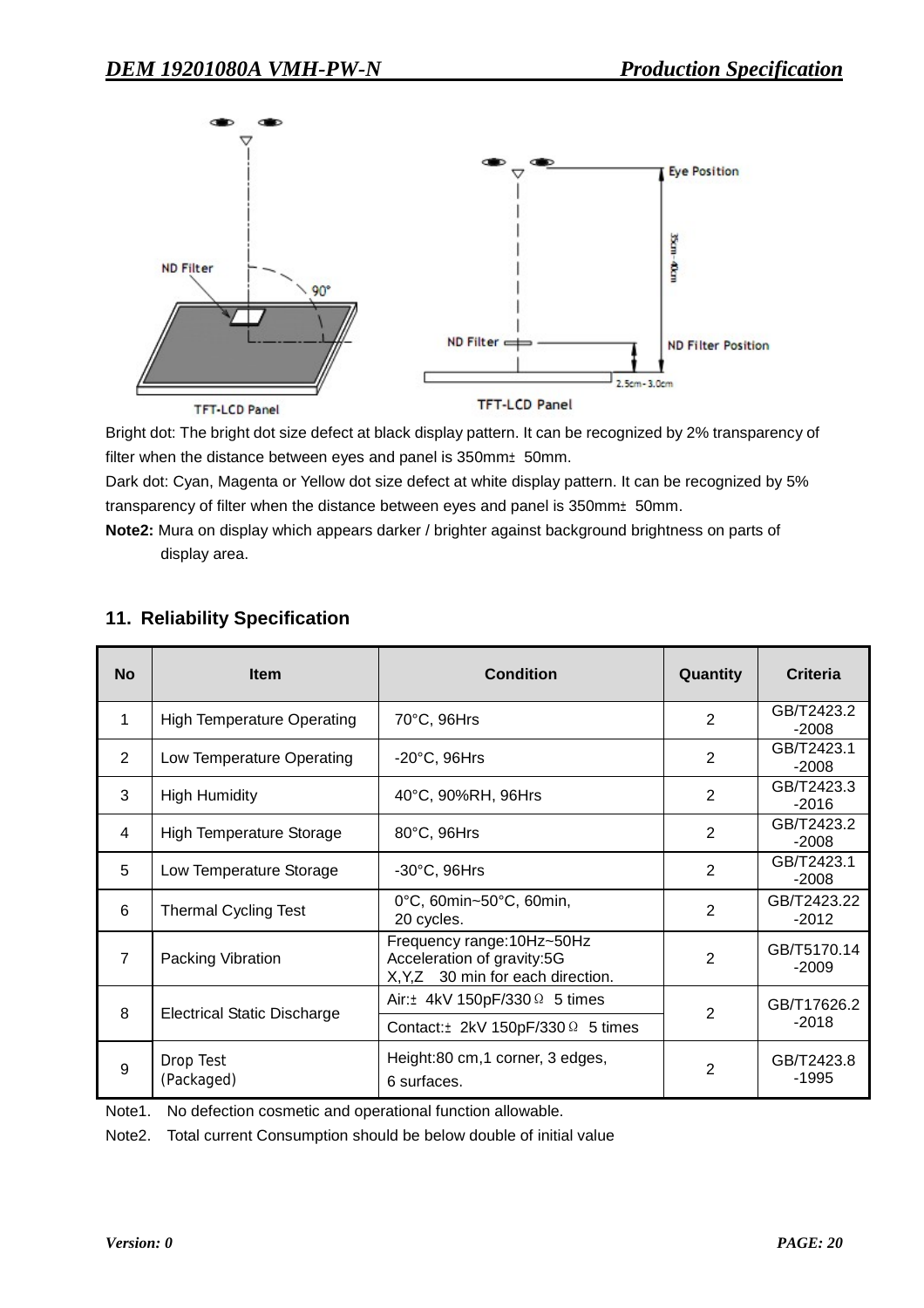Bright dot: The bright dot size defect at black display pattern. It can be recognized by 2% transparency of filter when the distance between eyes and panel is 350mm± 50mm.

Dark dot: Cyan, Magenta or Yellow dot size defect at white display pattern. It can be recognized by 5% transparency of filter when the distance between eyes and panel is 350mm± 50mm.

**Note2:** Mura on display which appears darker / brighter against background brightness on parts of display area.

## 11. Reliability Specification

| No | Item | Condition | Quantity | Criteria |
|---|---|---|---|---|
| 1 | High Temperature Operating | 70°C, 96Hrs | 2 | GB/T2423.2-2008 |
| 2 | Low Temperature Operating | -20°C, 96Hrs | 2 | GB/T2423.1-2008 |
| 3 | High Humidity | 40°C, 90%RH, 96Hrs | 2 | GB/T2423.3-2016 |
| 4 | High Temperature Storage | 80°C, 96Hrs | 2 | GB/T2423.2-2008 |
| 5 | Low Temperature Storage | -30°C, 96Hrs | 2 | GB/T2423.1-2008 |
| 6 | Thermal Cycling Test | 0°C, 60min~50°C, 60min, 20 cycles. | 2 | GB/T2423.22-2012 |
| 7 | Packing Vibration | Frequency range:10Hz~50Hz Acceleration of gravity:5G X,Y,Z 30 min for each direction. | 2 | GB/T5170.14-2009 |
| 8 | Electrical Static Discharge | Air:± 4kV 150pF/330Ω 5 times | 2 | GB/T17626.2-2018 |
| | | Contact:± 2kV 150pF/330Ω 5 times | | |
| 9 | Drop Test (Packaged) | Height:80 cm,1 corner, 3 edges, 6 surfaces. | 2 | GB/T2423.8-1995 |

Note1. No defection cosmetic and operational function allowable.

Note2. Total current Consumption should be below double of initial value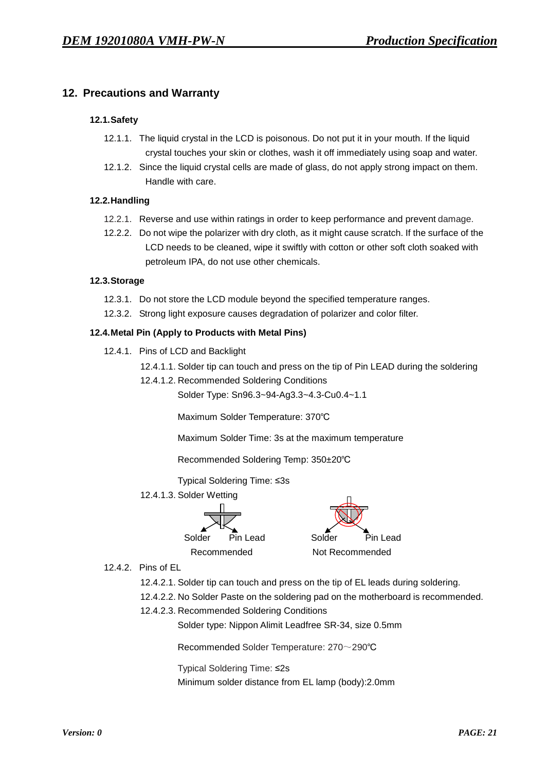## 12. Precautions and Warranty

### 12.1. Safety

12.1.1. The liquid crystal in the LCD is poisonous. Do not put it in your mouth. If the liquid crystal touches your skin or clothes, wash it off immediately using soap and water.

12.1.2. Since the liquid crystal cells are made of glass, do not apply strong impact on them. Handle with care.

### 12.2. Handling

12.2.1. Reverse and use within ratings in order to keep performance and prevent damage.

12.2.2. Do not wipe the polarizer with dry cloth, as it might cause scratch. If the surface of the LCD needs to be cleaned, wipe it swiftly with cotton or other soft cloth soaked with petroleum IPA, do not use other chemicals.

### 12.3. Storage

12.3.1. Do not store the LCD module beyond the specified temperature ranges.

12.3.2. Strong light exposure causes degradation of polarizer and color filter.

### 12.4. Metal Pin (Apply to Products with Metal Pins)

12.4.1. Pins of LCD and Backlight

12.4.1.1. Solder tip can touch and press on the tip of Pin LEAD during the soldering

12.4.1.2. Recommended Soldering Conditions

Solder Type: Sn96.3~94-Ag3.3~4.3-Cu0.4~1.1

Maximum Solder Temperature: 370℃

Maximum Solder Time: 3s at the maximum temperature

Recommended Soldering Temp: 350±20℃

Typical Soldering Time: ≤3s

12.4.1.3. Solder Wetting

Solder Pin Lead — Recommended

Solder Pin Lead — Not Recommended

12.4.2. Pins of EL

12.4.2.1. Solder tip can touch and press on the tip of EL leads during soldering.

12.4.2.2. No Solder Paste on the soldering pad on the motherboard is recommended.

12.4.2.3. Recommended Soldering Conditions

Solder type: Nippon Alimit Leadfree SR-34, size 0.5mm

Recommended Solder Temperature: 270～290℃

Typical Soldering Time: ≤2s

Minimum solder distance from EL lamp (body):2.0mm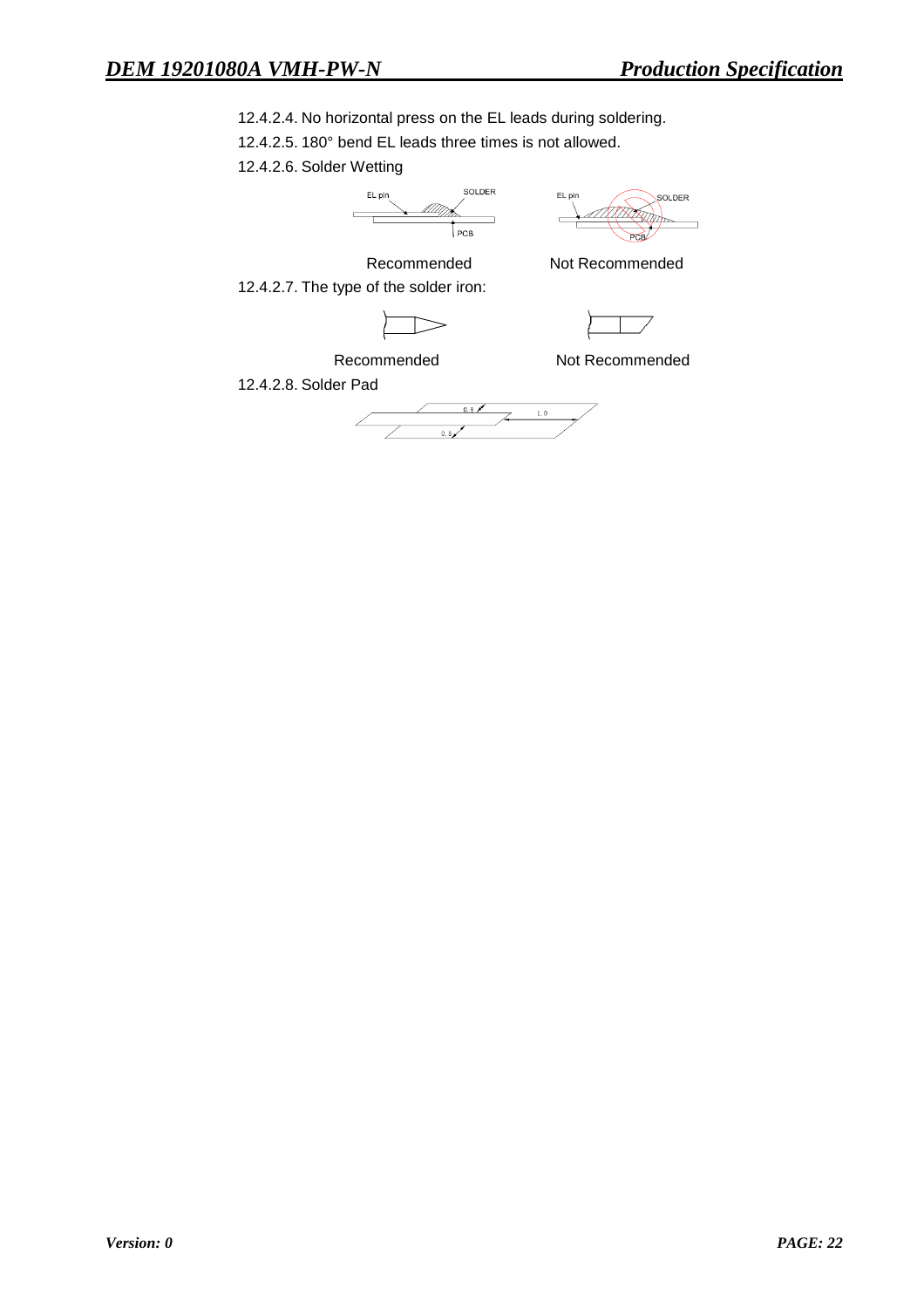12.4.2.4. No horizontal press on the EL leads during soldering.

12.4.2.5. 180° bend EL leads three times is not allowed.

12.4.2.6. Solder Wetting

EL pin SOLDER PCB　　　　EL pin SOLDER PCB

Recommended　　　　Not Recommended

12.4.2.7. The type of the solder iron:

Recommended　　　　Not Recommended

12.4.2.8. Solder Pad

0.8　1.0　0.8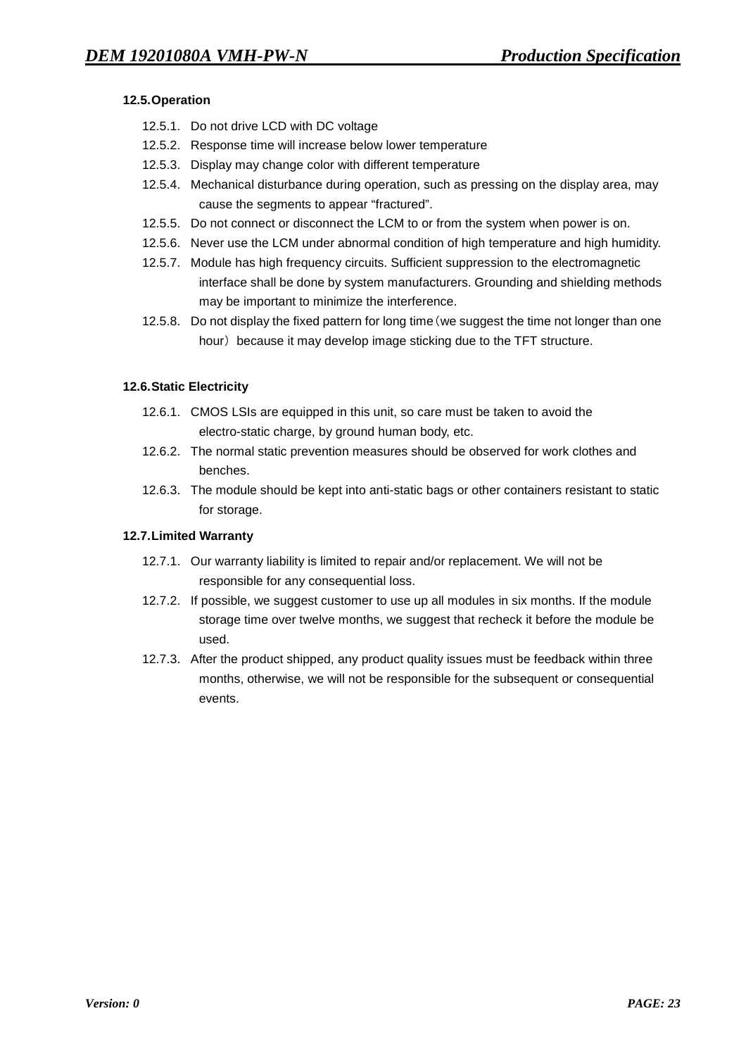### 12.5. Operation

- 12.5.1. Do not drive LCD with DC voltage
- 12.5.2. Response time will increase below lower temperature
- 12.5.3. Display may change color with different temperature
- 12.5.4. Mechanical disturbance during operation, such as pressing on the display area, may cause the segments to appear “fractured”.
- 12.5.5. Do not connect or disconnect the LCM to or from the system when power is on.
- 12.5.6. Never use the LCM under abnormal condition of high temperature and high humidity.
- 12.5.7. Module has high frequency circuits. Sufficient suppression to the electromagnetic interface shall be done by system manufacturers. Grounding and shielding methods may be important to minimize the interference.
- 12.5.8. Do not display the fixed pattern for long time（we suggest the time not longer than one hour）because it may develop image sticking due to the TFT structure.

### 12.6. Static Electricity

- 12.6.1. CMOS LSIs are equipped in this unit, so care must be taken to avoid the electro-static charge, by ground human body, etc.
- 12.6.2. The normal static prevention measures should be observed for work clothes and benches.
- 12.6.3. The module should be kept into anti-static bags or other containers resistant to static for storage.

### 12.7. Limited Warranty

- 12.7.1. Our warranty liability is limited to repair and/or replacement. We will not be responsible for any consequential loss.
- 12.7.2. If possible, we suggest customer to use up all modules in six months. If the module storage time over twelve months, we suggest that recheck it before the module be used.
- 12.7.3. After the product shipped, any product quality issues must be feedback within three months, otherwise, we will not be responsible for the subsequent or consequential events.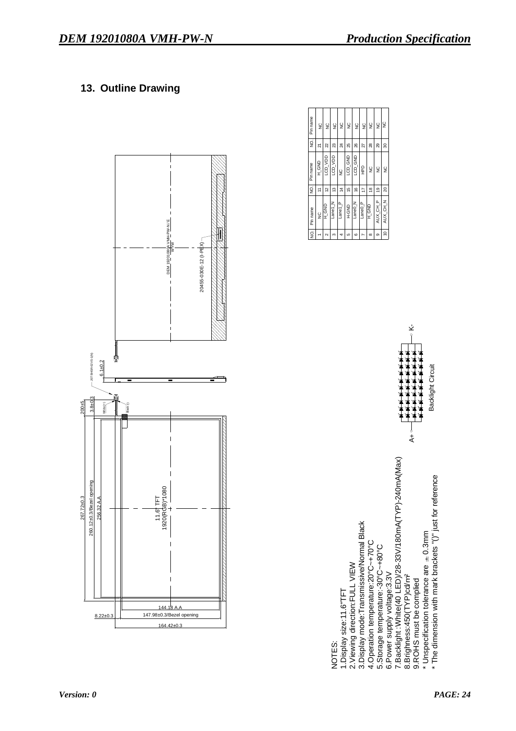## 13. Outline Drawing

| NO. | Pin name | NO. | Pin name | NO. | Pin name |
|---|---|---|---|---|---|
| 1 | NC | 11 | H_GND | 21 | NC |
| 2 | H_GND | 12 | LCD_VDD | 22 | NC |
| 3 | Lane1_N | 13 | LCD_VDD | 23 | NC |
| 4 | Lane1_P | 14 | NC | 24 | NC |
| 5 | H-GND | 15 | LCD_GND | 25 | NC |
| 6 | Lane0_N | 16 | LCD_GND | 26 | NC |
| 7 | Lane0_P | 17 | HPD | 27 | NC |
| 8 | H_GND | 18 | NC | 28 | NC |
| 9 | AUX_CH_P | 19 | NC | 29 | NC |
| 10 | AUX_CH_N | 20 | NC | 30 | NC |

267.72±0.3
260.12±0.3/Bezel opening
256.32 A.A
200±5
3.8±0.3
6.1±0.2
JST BHSR-02VS-1(N)
White(+)
Black(-)
11.6" TFT
1920(RGB)*1080
144.18 A.A
147.98±0.3/Bezel opening
164.42±0.3
8.22±0.3
DEM 19201080A VMH-PW-N E
WYW
20455-030E-12 (I-PEX)

A+
K-
Backlight Circuit

NOTES:
1.Display size:11.6"TFT
2.Viewing direction:FULL VIEW
3.Display mode:Transmissive/Normal Black
4.Operation temperature:20°C~+70°C
5.Storage temperature:-30°C~+80°C
6.Power supply voltage:3.3V
7.Backlight :White(40 LED)/28-33V/180mA(TYP)-240mA(Max)
8.Brighness:450(TYP)cd/m²
9.ROHS must be complied
* Unspecification tolerance are ± 0.3mm
* The dimension with mark brackets "()" just for reference